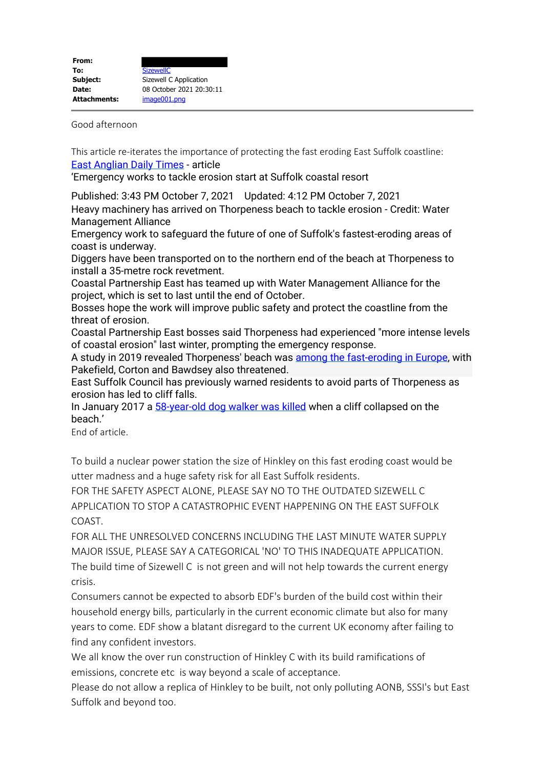| | |
|---|---|
| **From:** | |
| **To:** | SizewellC |
| **Subject:** | Sizewell C Application |
| **Date:** | 08 October 2021 20:30:11 |
| **Attachments:** | image001.png |

Good afternoon

This article re-iterates the importance of protecting the fast eroding East Suffolk coastline:
East Anglian Daily Times - article
'Emergency works to tackle erosion start at Suffolk coastal resort

Published: 3:43 PM October 7, 2021 Updated: 4:12 PM October 7, 2021
Heavy machinery has arrived on Thorpeness beach to tackle erosion - Credit: Water Management Alliance
Emergency work to safeguard the future of one of Suffolk's fastest-eroding areas of coast is underway.
Diggers have been transported on to the northern end of the beach at Thorpeness to install a 35-metre rock revetment.
Coastal Partnership East has teamed up with Water Management Alliance for the project, which is set to last until the end of October.
Bosses hope the work will improve public safety and protect the coastline from the threat of erosion.
Coastal Partnership East bosses said Thorpeness had experienced "more intense levels of coastal erosion" last winter, prompting the emergency response.
A study in 2019 revealed Thorpeness' beach was among the fast-eroding in Europe, with Pakefield, Corton and Bawdsey also threatened.
East Suffolk Council has previously warned residents to avoid parts of Thorpeness as erosion has led to cliff falls.
In January 2017 a 58-year-old dog walker was killed when a cliff collapsed on the beach.'
End of article.

To build a nuclear power station the size of Hinkley on this fast eroding coast would be utter madness and a huge safety risk for all East Suffolk residents.
FOR THE SAFETY ASPECT ALONE, PLEASE SAY NO TO THE OUTDATED SIZEWELL C APPLICATION TO STOP A CATASTROPHIC EVENT HAPPENING ON THE EAST SUFFOLK COAST.
FOR ALL THE UNRESOLVED CONCERNS INCLUDING THE LAST MINUTE WATER SUPPLY MAJOR ISSUE, PLEASE SAY A CATEGORICAL 'NO' TO THIS INADEQUATE APPLICATION.
The build time of Sizewell C is not green and will not help towards the current energy crisis.
Consumers cannot be expected to absorb EDF's burden of the build cost within their household energy bills, particularly in the current economic climate but also for many years to come. EDF show a blatant disregard to the current UK economy after failing to find any confident investors.
We all know the over run construction of Hinkley C with its build ramifications of emissions, concrete etc is way beyond a scale of acceptance.
Please do not allow a replica of Hinkley to be built, not only polluting AONB, SSSI's but East Suffolk and beyond too.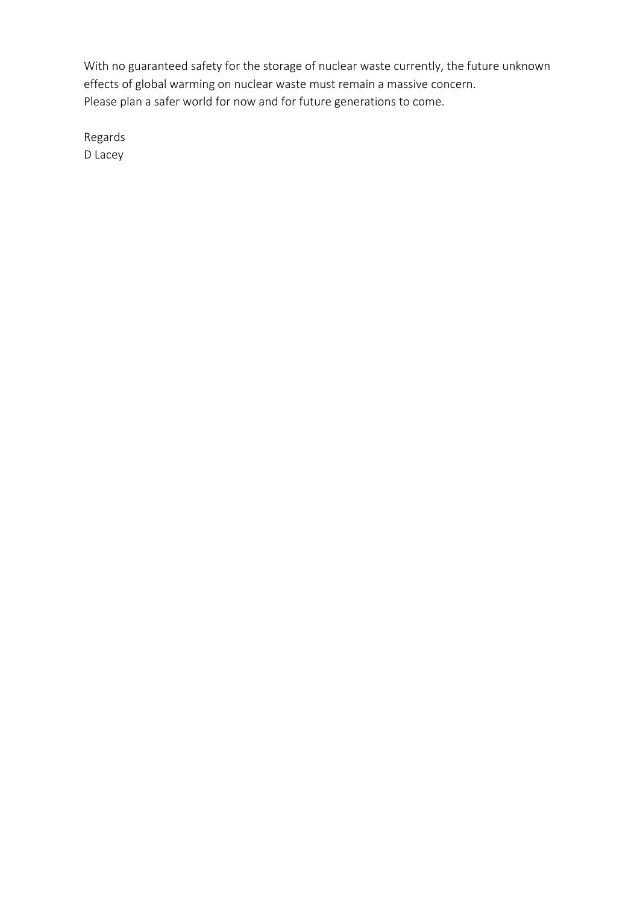With no guaranteed safety for the storage of nuclear waste currently, the future unknown effects of global warming on nuclear waste must remain a massive concern.
Please plan a safer world for now and for future generations to come.

Regards
D Lacey